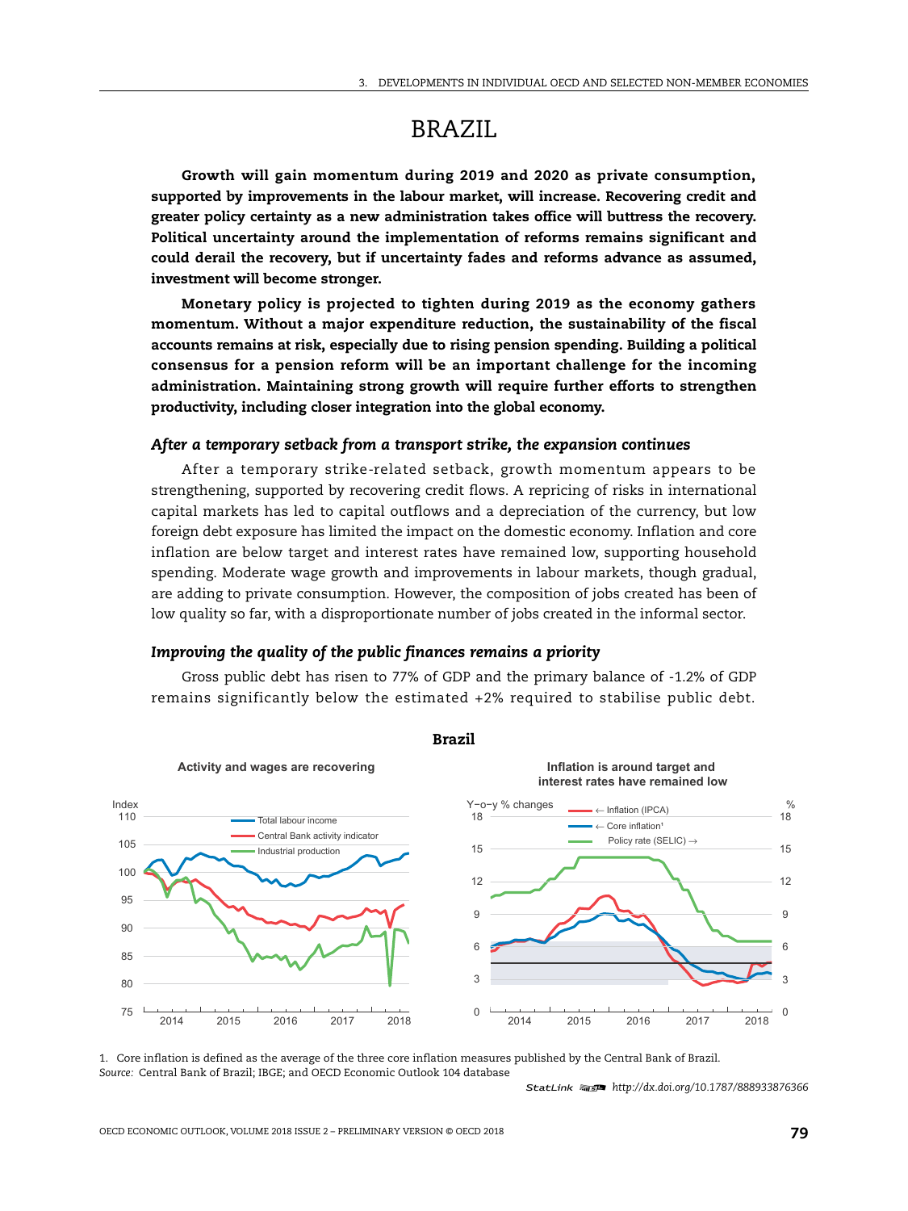# BRAZIL

**Growth will gain momentum during 2019 and 2020 as private consumption, supported by improvements in the labour market, will increase. Recovering credit and greater policy certainty as a new administration takes office will buttress the recovery. Political uncertainty around the implementation of reforms remains significant and could derail the recovery, but if uncertainty fades and reforms advance as assumed, investment will become stronger.**

**Monetary policy is projected to tighten during 2019 as the economy gathers momentum. Without a major expenditure reduction, the sustainability of the fiscal accounts remains at risk, especially due to rising pension spending. Building a political consensus for a pension reform will be an important challenge for the incoming administration. Maintaining strong growth will require further efforts to strengthen productivity, including closer integration into the global economy.**

### *After a temporary setback from a transport strike, the expansion continues*

After a temporary strike-related setback, growth momentum appears to be strengthening, supported by recovering credit flows. A repricing of risks in international capital markets has led to capital outflows and a depreciation of the currency, but low foreign debt exposure has limited the impact on the domestic economy. Inflation and core inflation are below target and interest rates have remained low, supporting household spending. Moderate wage growth and improvements in labour markets, though gradual, are adding to private consumption. However, the composition of jobs created has been of low quality so far, with a disproportionate number of jobs created in the informal sector.

### *Improving the quality of the public finances remains a priority*

Gross public debt has risen to 77% of GDP and the primary balance of -1.2% of GDP remains significantly below the estimated +2% required to stabilise public debt.

**Brazil**

Activity and wages are recovering

Inflation is around target and interest rates have remained low

1. Core inflation is defined as the average of the three core inflation measures published by the Central Bank of Brazil.
*Source:* Central Bank of Brazil; IBGE; and OECD Economic Outlook 104 database

StatLink http://dx.doi.org/10.1787/888933876366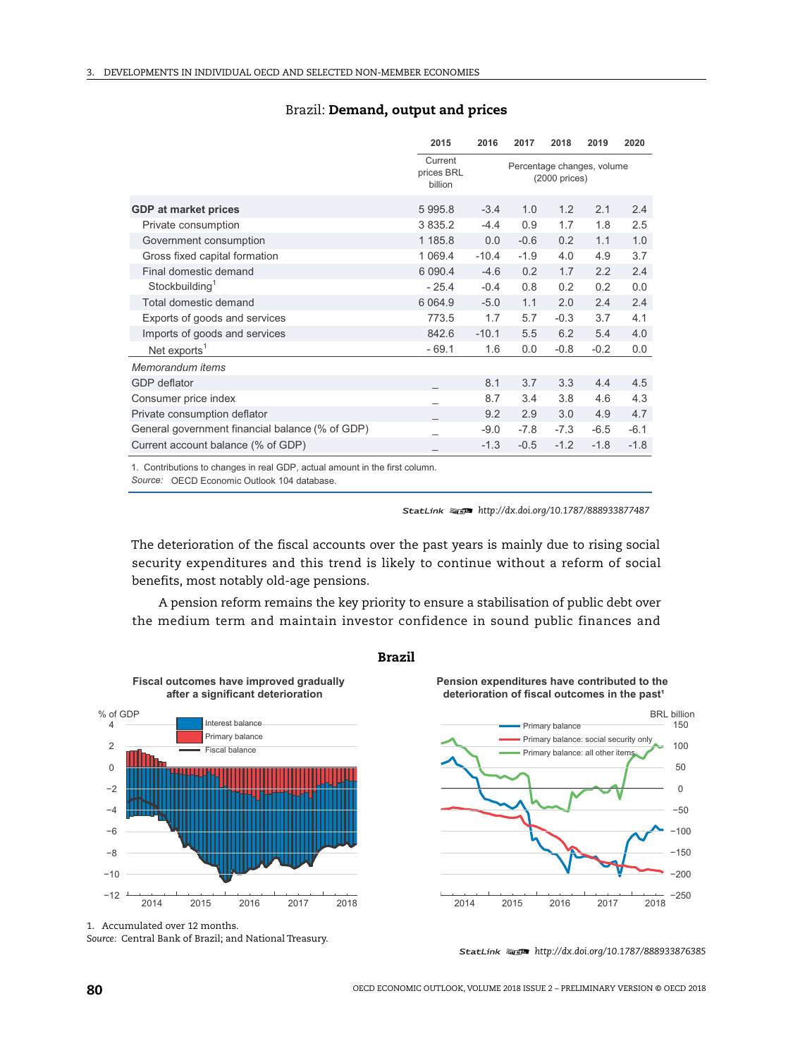## Brazil: **Demand, output and prices**

| | 2015 | 2016 | 2017 | 2018 | 2019 | 2020 |
|---|---|---|---|---|---|---|
| | Current prices BRL billion | Percentage changes, volume (2000 prices) | | | | |
| **GDP at market prices** | 5 995.8 | -3.4 | 1.0 | 1.2 | 2.1 | 2.4 |
| Private consumption | 3 835.2 | -4.4 | 0.9 | 1.7 | 1.8 | 2.5 |
| Government consumption | 1 185.8 | 0.0 | -0.6 | 0.2 | 1.1 | 1.0 |
| Gross fixed capital formation | 1 069.4 | -10.4 | -1.9 | 4.0 | 4.9 | 3.7 |
| Final domestic demand | 6 090.4 | -4.6 | 0.2 | 1.7 | 2.2 | 2.4 |
| Stockbuilding[1] | - 25.4 | -0.4 | 0.8 | 0.2 | 0.2 | 0.0 |
| Total domestic demand | 6 064.9 | -5.0 | 1.1 | 2.0 | 2.4 | 2.4 |
| Exports of goods and services | 773.5 | 1.7 | 5.7 | -0.3 | 3.7 | 4.1 |
| Imports of goods and services | 842.6 | -10.1 | 5.5 | 6.2 | 5.4 | 4.0 |
| Net exports[1] | - 69.1 | 1.6 | 0.0 | -0.8 | -0.2 | 0.0 |
| *Memorandum items* | | | | | | |
| GDP deflator | _ | 8.1 | 3.7 | 3.3 | 4.4 | 4.5 |
| Consumer price index | _ | 8.7 | 3.4 | 3.8 | 4.6 | 4.3 |
| Private consumption deflator | _ | 9.2 | 2.9 | 3.0 | 4.9 | 4.7 |
| General government financial balance (% of GDP) | _ | -9.0 | -7.8 | -7.3 | -6.5 | -6.1 |
| Current account balance (% of GDP) | _ | -1.3 | -0.5 | -1.2 | -1.8 | -1.8 |

1. Contributions to changes in real GDP, actual amount in the first column.

*Source:* OECD Economic Outlook 104 database.

StatLink http://dx.doi.org/10.1787/888933877487

The deterioration of the fiscal accounts over the past years is mainly due to rising social security expenditures and this trend is likely to continue without a reform of social benefits, most notably old-age pensions.

A pension reform remains the key priority to ensure a stabilisation of public debt over the medium term and maintain investor confidence in sound public finances and

## Brazil

**Fiscal outcomes have improved gradually after a significant deterioration**

**Pension expenditures have contributed to the deterioration of fiscal outcomes in the past[1]**

1. Accumulated over 12 months.

*Source:* Central Bank of Brazil; and National Treasury.

StatLink http://dx.doi.org/10.1787/888933876385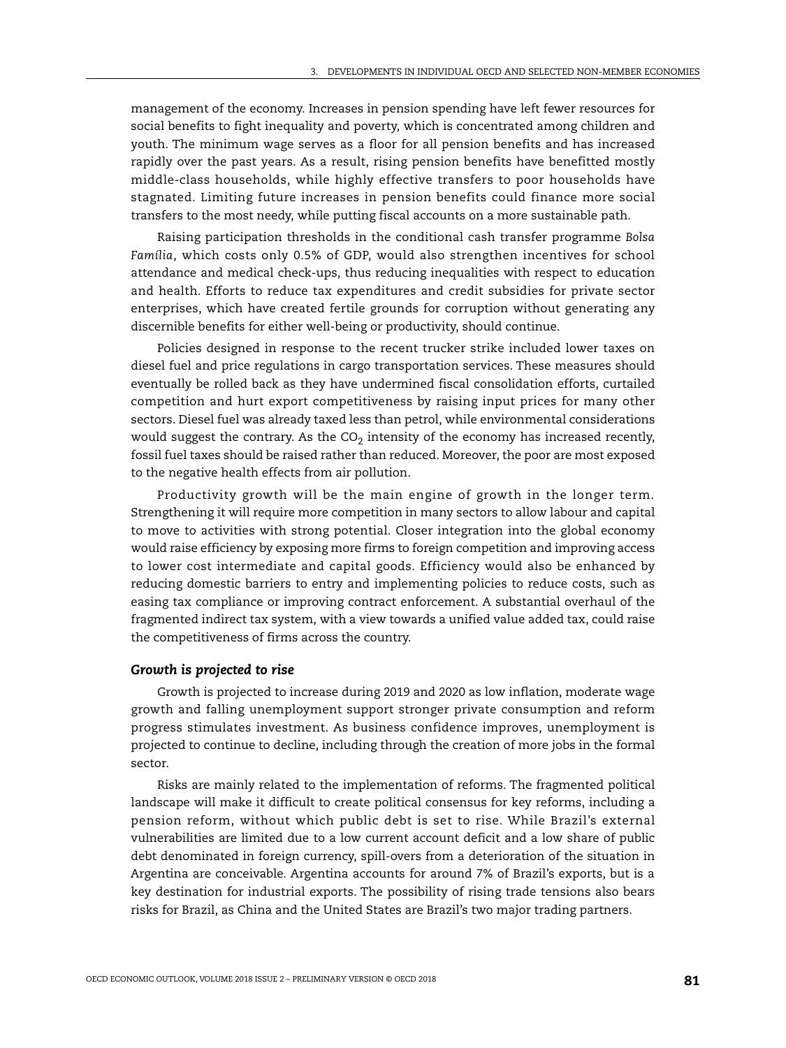management of the economy. Increases in pension spending have left fewer resources for social benefits to fight inequality and poverty, which is concentrated among children and youth. The minimum wage serves as a floor for all pension benefits and has increased rapidly over the past years. As a result, rising pension benefits have benefitted mostly middle-class households, while highly effective transfers to poor households have stagnated. Limiting future increases in pension benefits could finance more social transfers to the most needy, while putting fiscal accounts on a more sustainable path.

Raising participation thresholds in the conditional cash transfer programme *Bolsa Família*, which costs only 0.5% of GDP, would also strengthen incentives for school attendance and medical check-ups, thus reducing inequalities with respect to education and health. Efforts to reduce tax expenditures and credit subsidies for private sector enterprises, which have created fertile grounds for corruption without generating any discernible benefits for either well-being or productivity, should continue.

Policies designed in response to the recent trucker strike included lower taxes on diesel fuel and price regulations in cargo transportation services. These measures should eventually be rolled back as they have undermined fiscal consolidation efforts, curtailed competition and hurt export competitiveness by raising input prices for many other sectors. Diesel fuel was already taxed less than petrol, while environmental considerations would suggest the contrary. As the $CO_2$ intensity of the economy has increased recently, fossil fuel taxes should be raised rather than reduced. Moreover, the poor are most exposed to the negative health effects from air pollution.

Productivity growth will be the main engine of growth in the longer term. Strengthening it will require more competition in many sectors to allow labour and capital to move to activities with strong potential. Closer integration into the global economy would raise efficiency by exposing more firms to foreign competition and improving access to lower cost intermediate and capital goods. Efficiency would also be enhanced by reducing domestic barriers to entry and implementing policies to reduce costs, such as easing tax compliance or improving contract enforcement. A substantial overhaul of the fragmented indirect tax system, with a view towards a unified value added tax, could raise the competitiveness of firms across the country.

### *Growth is projected to rise*

Growth is projected to increase during 2019 and 2020 as low inflation, moderate wage growth and falling unemployment support stronger private consumption and reform progress stimulates investment. As business confidence improves, unemployment is projected to continue to decline, including through the creation of more jobs in the formal sector.

Risks are mainly related to the implementation of reforms. The fragmented political landscape will make it difficult to create political consensus for key reforms, including a pension reform, without which public debt is set to rise. While Brazil's external vulnerabilities are limited due to a low current account deficit and a low share of public debt denominated in foreign currency, spill-overs from a deterioration of the situation in Argentina are conceivable. Argentina accounts for around 7% of Brazil's exports, but is a key destination for industrial exports. The possibility of rising trade tensions also bears risks for Brazil, as China and the United States are Brazil's two major trading partners.